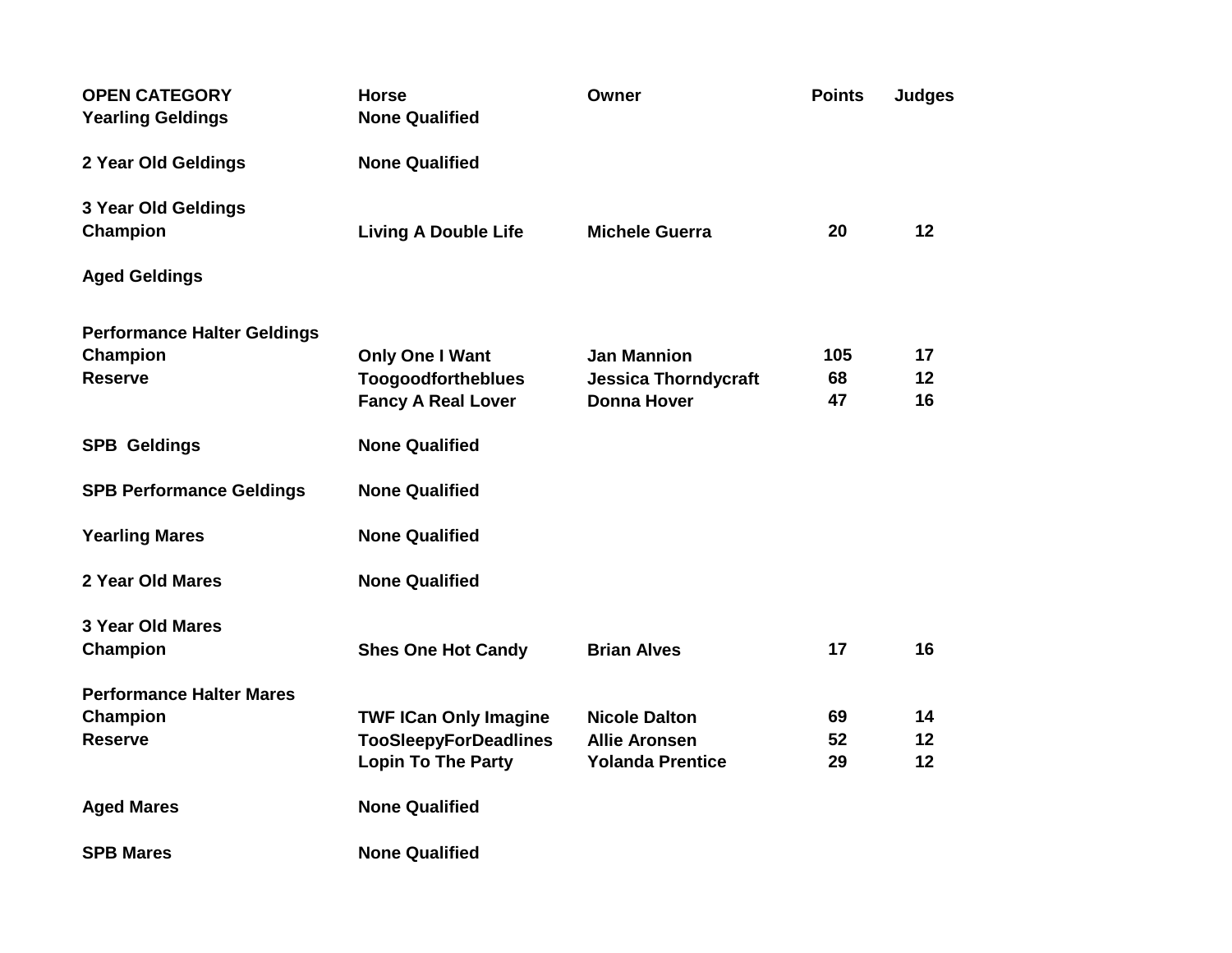| OPEN CATEGORY | Horse | Owner | Points | Judges |
|---|---|---|---|---|
| Yearling Geldings | None Qualified | | | |
| | | | | |
| 2 Year Old Geldings | None Qualified | | | |
| | | | | |
| 3 Year Old Geldings | | | | |
| Champion | Living A Double Life | Michele Guerra | 20 | 12 |
| | | | | |
| Aged Geldings | | | | |
| | | | | |
| Performance Halter Geldings | | | | |
| Champion | Only One I Want | Jan Mannion | 105 | 17 |
| Reserve | Toogoodfortheblues | Jessica Thorndycraft | 68 | 12 |
| | Fancy A Real Lover | Donna Hover | 47 | 16 |
| | | | | |
| SPB Geldings | None Qualified | | | |
| | | | | |
| SPB Performance Geldings | None Qualified | | | |
| | | | | |
| Yearling Mares | None Qualified | | | |
| | | | | |
| 2 Year Old Mares | None Qualified | | | |
| | | | | |
| 3 Year Old Mares | | | | |
| Champion | Shes One Hot Candy | Brian Alves | 17 | 16 |
| | | | | |
| Performance Halter Mares | | | | |
| Champion | TWF ICan Only Imagine | Nicole Dalton | 69 | 14 |
| Reserve | TooSleepyForDeadlines | Allie Aronsen | 52 | 12 |
| | Lopin To The Party | Yolanda Prentice | 29 | 12 |
| | | | | |
| Aged Mares | None Qualified | | | |
| | | | | |
| SPB Mares | None Qualified | | | |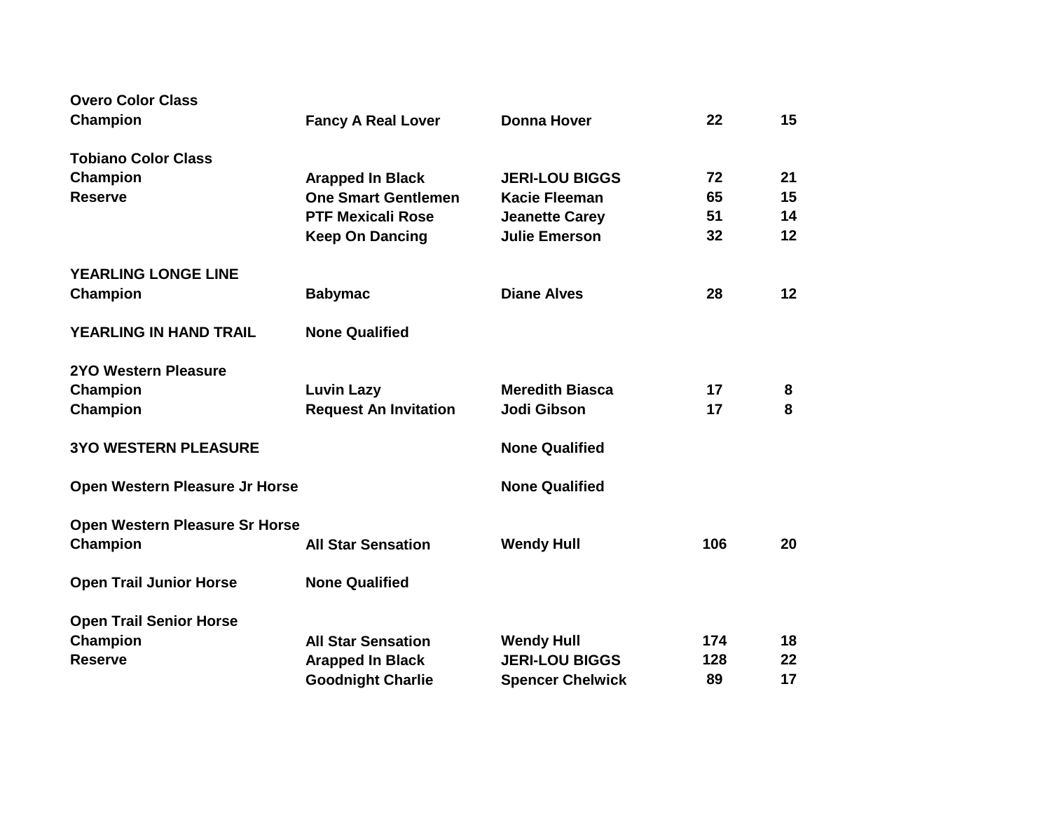| | | | | |
|---|---|---|---|---|
| **Overo Color Class** | | | | |
| **Champion** | **Fancy A Real Lover** | **Donna Hover** | **22** | **15** |
| | | | | |
| **Tobiano Color Class** | | | | |
| **Champion** | **Arapped In Black** | **JERI-LOU BIGGS** | **72** | **21** |
| **Reserve** | **One Smart Gentlemen** | **Kacie Fleeman** | **65** | **15** |
| | **PTF Mexicali Rose** | **Jeanette Carey** | **51** | **14** |
| | **Keep On Dancing** | **Julie Emerson** | **32** | **12** |
| | | | | |
| **YEARLING LONGE LINE** | | | | |
| **Champion** | **Babymac** | **Diane Alves** | **28** | **12** |
| | | | | |
| **YEARLING IN HAND TRAIL** | **None Qualified** | | | |
| | | | | |
| **2YO Western Pleasure** | | | | |
| **Champion** | **Luvin Lazy** | **Meredith Biasca** | **17** | **8** |
| **Champion** | **Request An Invitation** | **Jodi Gibson** | **17** | **8** |
| | | | | |
| **3YO WESTERN PLEASURE** | | **None Qualified** | | |
| | | | | |
| **Open Western Pleasure Jr Horse** | | **None Qualified** | | |
| | | | | |
| **Open Western Pleasure Sr Horse** | | | | |
| **Champion** | **All Star Sensation** | **Wendy Hull** | **106** | **20** |
| | | | | |
| **Open Trail Junior Horse** | **None Qualified** | | | |
| | | | | |
| **Open Trail Senior Horse** | | | | |
| **Champion** | **All Star Sensation** | **Wendy Hull** | **174** | **18** |
| **Reserve** | **Arapped In Black** | **JERI-LOU BIGGS** | **128** | **22** |
| | **Goodnight Charlie** | **Spencer Chelwick** | **89** | **17** |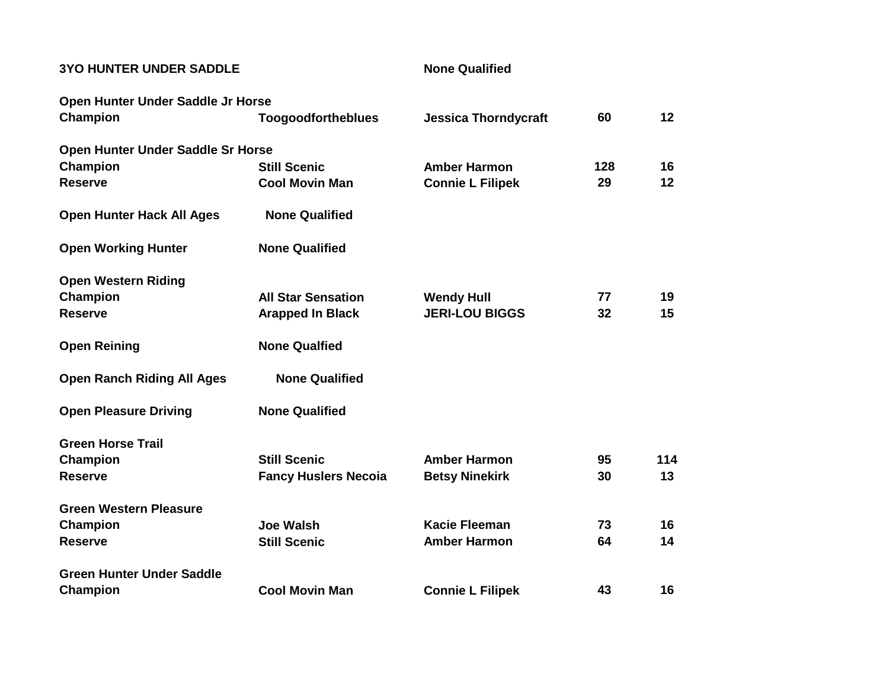**3YO HUNTER UNDER SADDLE** — **None Qualified**

**Open Hunter Under Saddle Jr Horse**

| | | | | |
|---|---|---|---|---|
| **Champion** | **Toogoodfortheblues** | **Jessica Thorndycraft** | **60** | **12** |

**Open Hunter Under Saddle Sr Horse**

| | | | | |
|---|---|---|---|---|
| **Champion** | **Still Scenic** | **Amber Harmon** | **128** | **16** |
| **Reserve** | **Cool Movin Man** | **Connie L Filipek** | **29** | **12** |

**Open Hunter Hack All Ages** — **None Qualified**

**Open Working Hunter** — **None Qualified**

**Open Western Riding**

| | | | | |
|---|---|---|---|---|
| **Champion** | **All Star Sensation** | **Wendy Hull** | **77** | **19** |
| **Reserve** | **Arapped In Black** | **JERI-LOU BIGGS** | **32** | **15** |

**Open Reining** — **None Qualfied**

**Open Ranch Riding All Ages** — **None Qualified**

**Open Pleasure Driving** — **None Qualified**

**Green Horse Trail**

| | | | | |
|---|---|---|---|---|
| **Champion** | **Still Scenic** | **Amber Harmon** | **95** | **114** |
| **Reserve** | **Fancy Huslers Necoia** | **Betsy Ninekirk** | **30** | **13** |

**Green Western Pleasure**

| | | | | |
|---|---|---|---|---|
| **Champion** | **Joe Walsh** | **Kacie Fleeman** | **73** | **16** |
| **Reserve** | **Still Scenic** | **Amber Harmon** | **64** | **14** |

**Green Hunter Under Saddle**

| | | | | |
|---|---|---|---|---|
| **Champion** | **Cool Movin Man** | **Connie L Filipek** | **43** | **16** |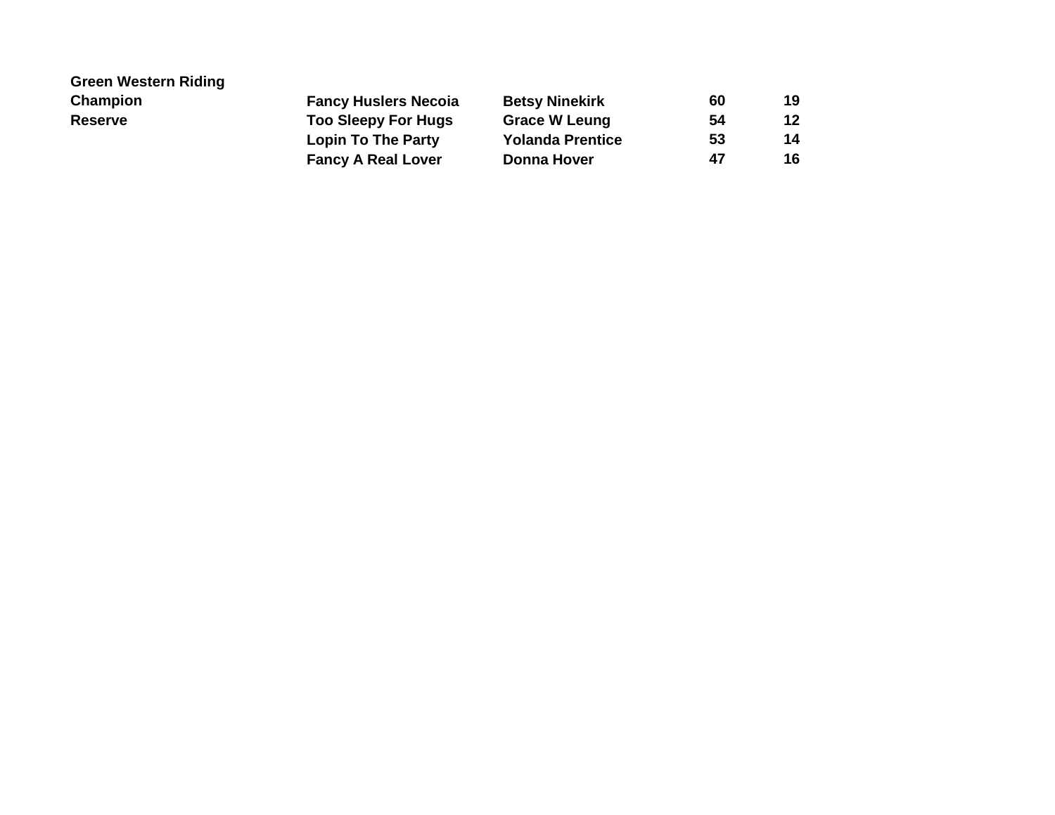**Green Western Riding**

| | | | | |
|---|---|---|---|---|
| **Champion** | **Fancy Huslers Necoia** | **Betsy Ninekirk** | **60** | **19** |
| **Reserve** | **Too Sleepy For Hugs** | **Grace W Leung** | **54** | **12** |
| | **Lopin To The Party** | **Yolanda Prentice** | **53** | **14** |
| | **Fancy A Real Lover** | **Donna Hover** | **47** | **16** |